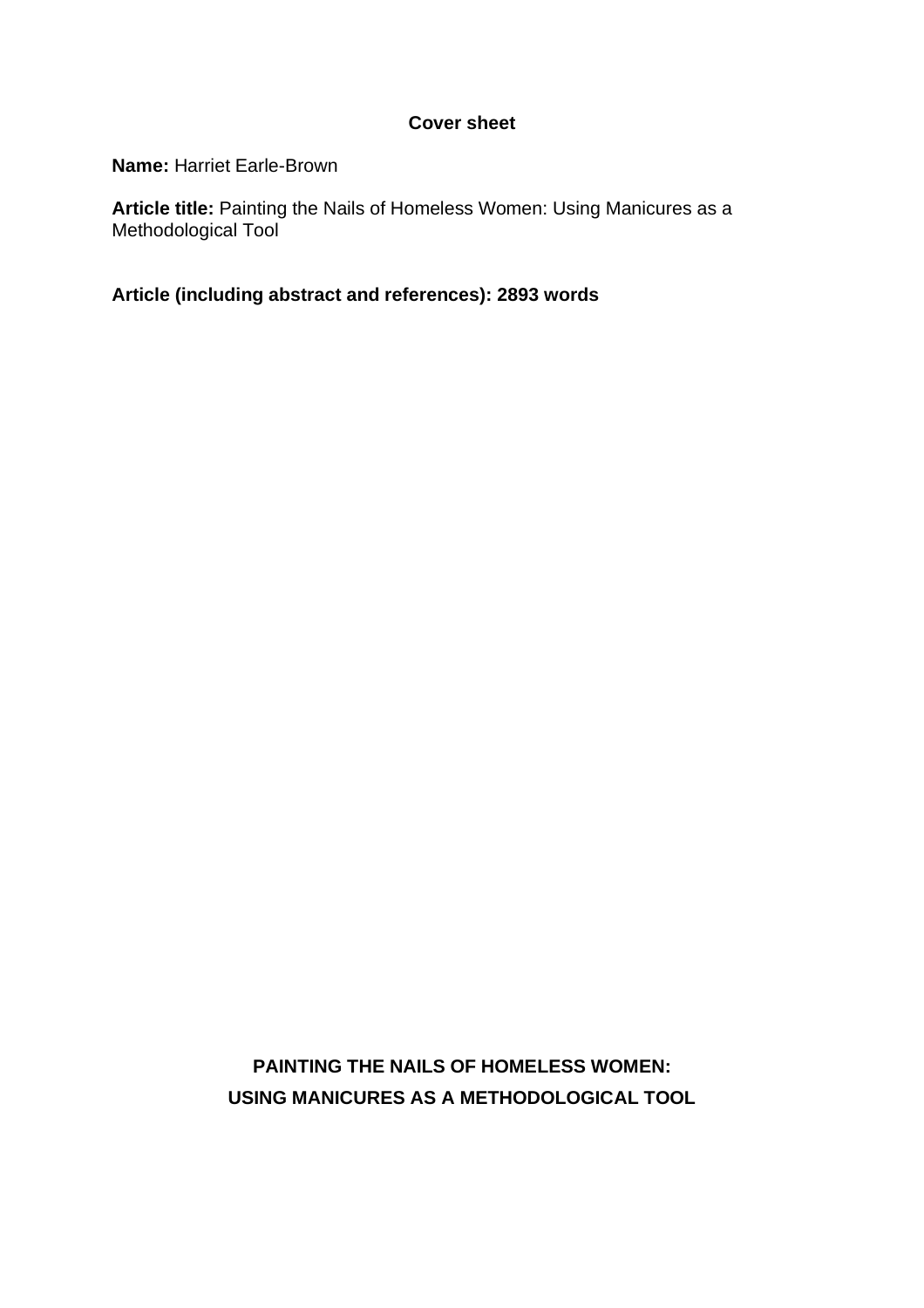**Cover sheet**

**Name:** Harriet Earle-Brown

**Article title:** Painting the Nails of Homeless Women: Using Manicures as a Methodological Tool

**Article (including abstract and references): 2893 words**

# PAINTING THE NAILS OF HOMELESS WOMEN: USING MANICURES AS A METHODOLOGICAL TOOL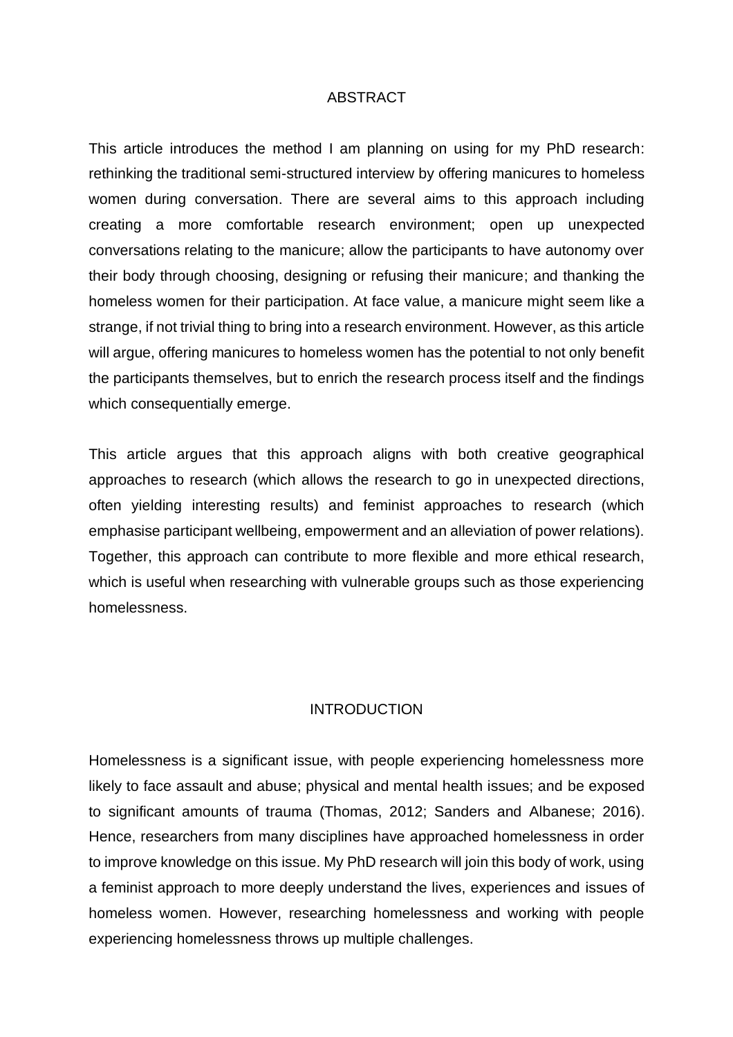## ABSTRACT

This article introduces the method I am planning on using for my PhD research: rethinking the traditional semi-structured interview by offering manicures to homeless women during conversation. There are several aims to this approach including creating a more comfortable research environment; open up unexpected conversations relating to the manicure; allow the participants to have autonomy over their body through choosing, designing or refusing their manicure; and thanking the homeless women for their participation. At face value, a manicure might seem like a strange, if not trivial thing to bring into a research environment. However, as this article will argue, offering manicures to homeless women has the potential to not only benefit the participants themselves, but to enrich the research process itself and the findings which consequentially emerge.

This article argues that this approach aligns with both creative geographical approaches to research (which allows the research to go in unexpected directions, often yielding interesting results) and feminist approaches to research (which emphasise participant wellbeing, empowerment and an alleviation of power relations). Together, this approach can contribute to more flexible and more ethical research, which is useful when researching with vulnerable groups such as those experiencing homelessness.

## INTRODUCTION

Homelessness is a significant issue, with people experiencing homelessness more likely to face assault and abuse; physical and mental health issues; and be exposed to significant amounts of trauma (Thomas, 2012; Sanders and Albanese; 2016). Hence, researchers from many disciplines have approached homelessness in order to improve knowledge on this issue. My PhD research will join this body of work, using a feminist approach to more deeply understand the lives, experiences and issues of homeless women. However, researching homelessness and working with people experiencing homelessness throws up multiple challenges.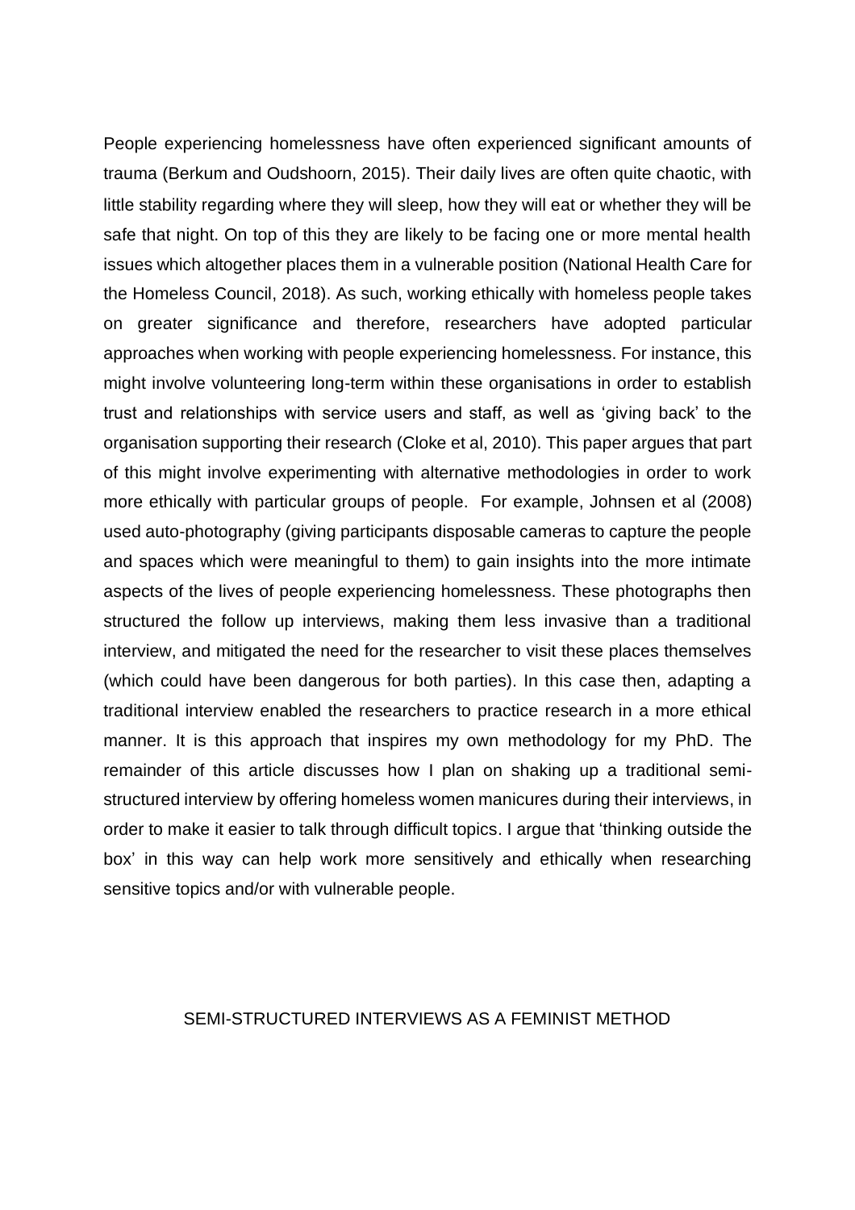People experiencing homelessness have often experienced significant amounts of trauma (Berkum and Oudshoorn, 2015). Their daily lives are often quite chaotic, with little stability regarding where they will sleep, how they will eat or whether they will be safe that night. On top of this they are likely to be facing one or more mental health issues which altogether places them in a vulnerable position (National Health Care for the Homeless Council, 2018). As such, working ethically with homeless people takes on greater significance and therefore, researchers have adopted particular approaches when working with people experiencing homelessness. For instance, this might involve volunteering long-term within these organisations in order to establish trust and relationships with service users and staff, as well as 'giving back' to the organisation supporting their research (Cloke et al, 2010). This paper argues that part of this might involve experimenting with alternative methodologies in order to work more ethically with particular groups of people. For example, Johnsen et al (2008) used auto-photography (giving participants disposable cameras to capture the people and spaces which were meaningful to them) to gain insights into the more intimate aspects of the lives of people experiencing homelessness. These photographs then structured the follow up interviews, making them less invasive than a traditional interview, and mitigated the need for the researcher to visit these places themselves (which could have been dangerous for both parties). In this case then, adapting a traditional interview enabled the researchers to practice research in a more ethical manner. It is this approach that inspires my own methodology for my PhD. The remainder of this article discusses how I plan on shaking up a traditional semi-structured interview by offering homeless women manicures during their interviews, in order to make it easier to talk through difficult topics. I argue that 'thinking outside the box' in this way can help work more sensitively and ethically when researching sensitive topics and/or with vulnerable people.

## SEMI-STRUCTURED INTERVIEWS AS A FEMINIST METHOD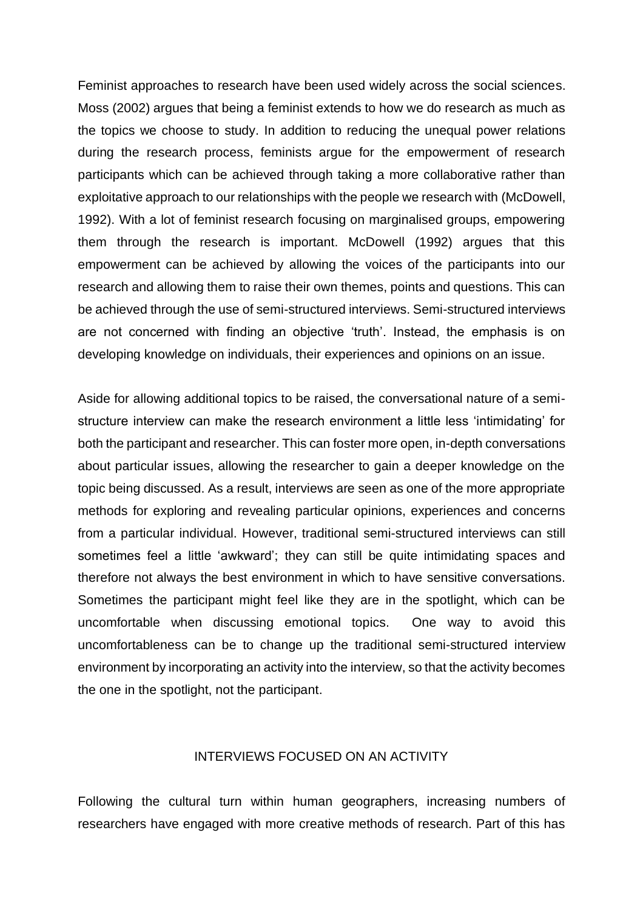Feminist approaches to research have been used widely across the social sciences. Moss (2002) argues that being a feminist extends to how we do research as much as the topics we choose to study. In addition to reducing the unequal power relations during the research process, feminists argue for the empowerment of research participants which can be achieved through taking a more collaborative rather than exploitative approach to our relationships with the people we research with (McDowell, 1992). With a lot of feminist research focusing on marginalised groups, empowering them through the research is important. McDowell (1992) argues that this empowerment can be achieved by allowing the voices of the participants into our research and allowing them to raise their own themes, points and questions. This can be achieved through the use of semi-structured interviews. Semi-structured interviews are not concerned with finding an objective 'truth'. Instead, the emphasis is on developing knowledge on individuals, their experiences and opinions on an issue.

Aside for allowing additional topics to be raised, the conversational nature of a semi-structure interview can make the research environment a little less 'intimidating' for both the participant and researcher. This can foster more open, in-depth conversations about particular issues, allowing the researcher to gain a deeper knowledge on the topic being discussed. As a result, interviews are seen as one of the more appropriate methods for exploring and revealing particular opinions, experiences and concerns from a particular individual. However, traditional semi-structured interviews can still sometimes feel a little 'awkward'; they can still be quite intimidating spaces and therefore not always the best environment in which to have sensitive conversations. Sometimes the participant might feel like they are in the spotlight, which can be uncomfortable when discussing emotional topics. One way to avoid this uncomfortableness can be to change up the traditional semi-structured interview environment by incorporating an activity into the interview, so that the activity becomes the one in the spotlight, not the participant.

## INTERVIEWS FOCUSED ON AN ACTIVITY

Following the cultural turn within human geographers, increasing numbers of researchers have engaged with more creative methods of research. Part of this has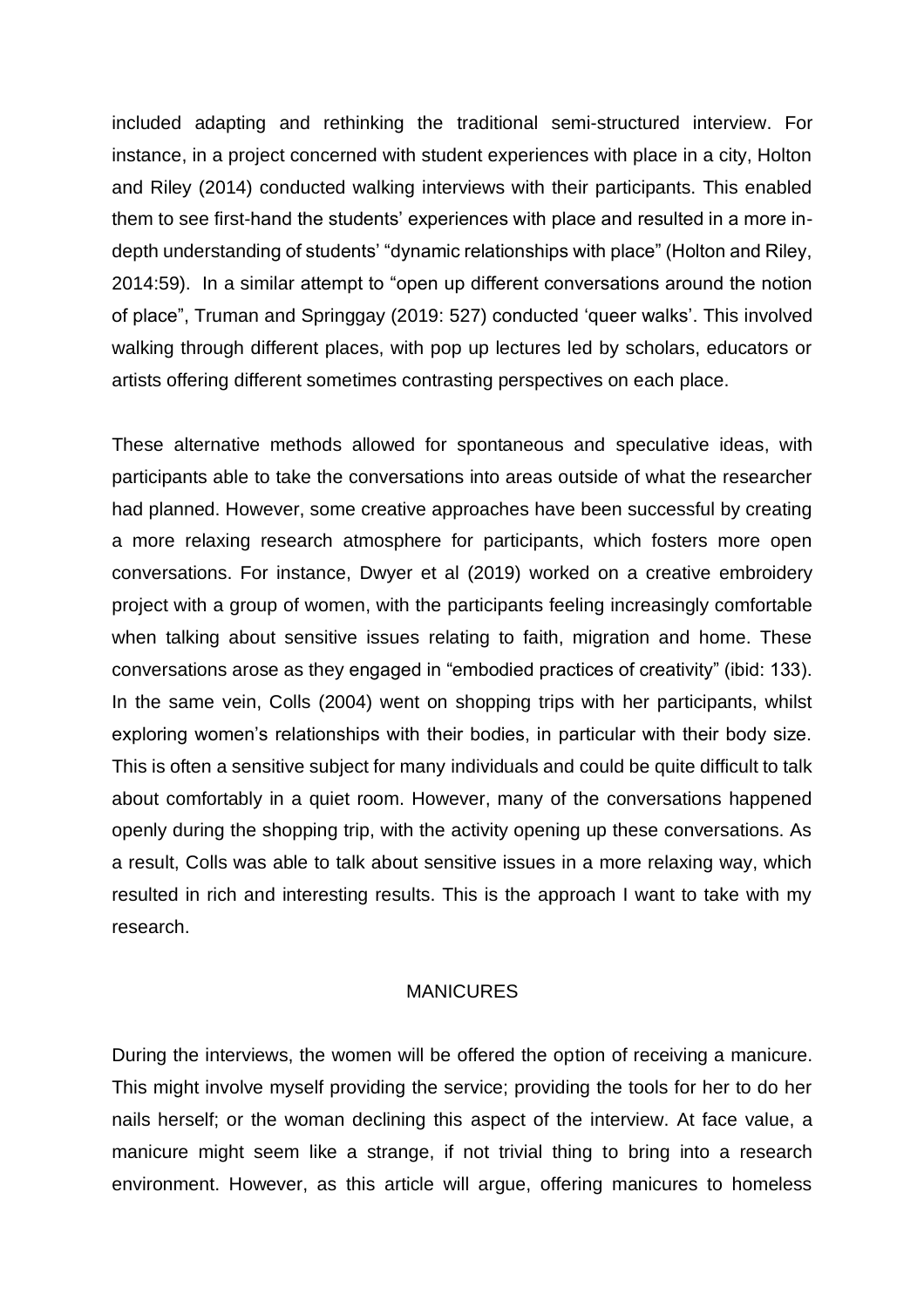included adapting and rethinking the traditional semi-structured interview. For instance, in a project concerned with student experiences with place in a city, Holton and Riley (2014) conducted walking interviews with their participants. This enabled them to see first-hand the students' experiences with place and resulted in a more in-depth understanding of students' "dynamic relationships with place" (Holton and Riley, 2014:59). In a similar attempt to "open up different conversations around the notion of place", Truman and Springgay (2019: 527) conducted 'queer walks'. This involved walking through different places, with pop up lectures led by scholars, educators or artists offering different sometimes contrasting perspectives on each place.

These alternative methods allowed for spontaneous and speculative ideas, with participants able to take the conversations into areas outside of what the researcher had planned. However, some creative approaches have been successful by creating a more relaxing research atmosphere for participants, which fosters more open conversations. For instance, Dwyer et al (2019) worked on a creative embroidery project with a group of women, with the participants feeling increasingly comfortable when talking about sensitive issues relating to faith, migration and home. These conversations arose as they engaged in "embodied practices of creativity" (ibid: 133). In the same vein, Colls (2004) went on shopping trips with her participants, whilst exploring women's relationships with their bodies, in particular with their body size. This is often a sensitive subject for many individuals and could be quite difficult to talk about comfortably in a quiet room. However, many of the conversations happened openly during the shopping trip, with the activity opening up these conversations. As a result, Colls was able to talk about sensitive issues in a more relaxing way, which resulted in rich and interesting results. This is the approach I want to take with my research.

## MANICURES

During the interviews, the women will be offered the option of receiving a manicure. This might involve myself providing the service; providing the tools for her to do her nails herself; or the woman declining this aspect of the interview. At face value, a manicure might seem like a strange, if not trivial thing to bring into a research environment. However, as this article will argue, offering manicures to homeless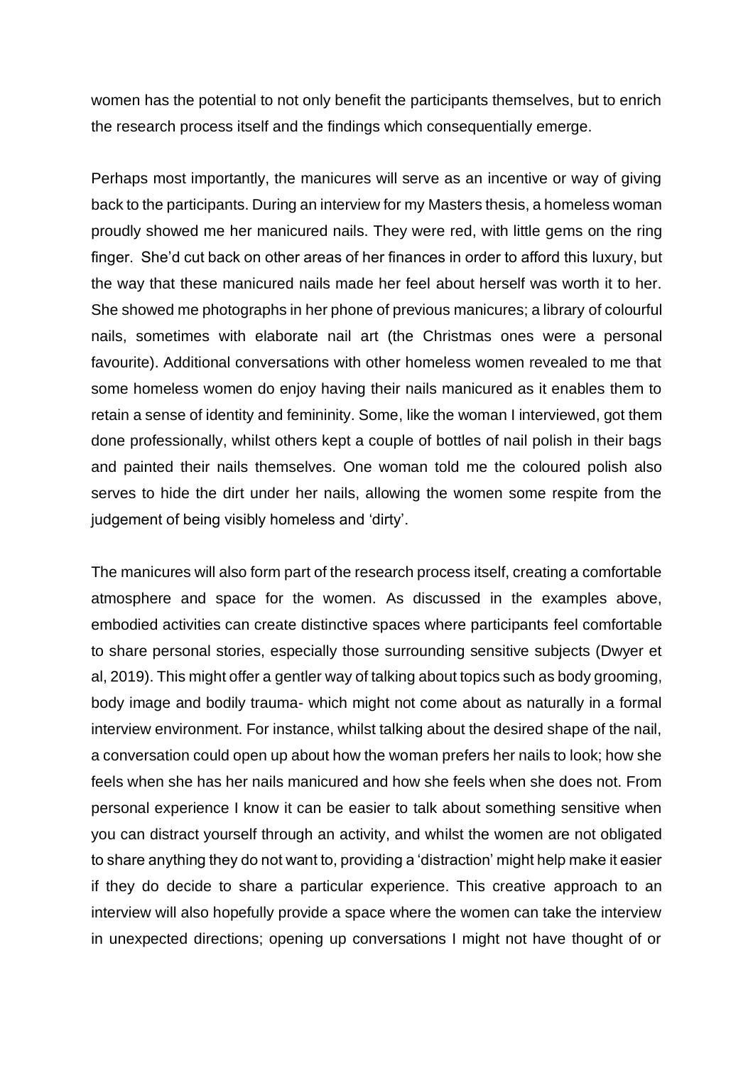women has the potential to not only benefit the participants themselves, but to enrich the research process itself and the findings which consequentially emerge.

Perhaps most importantly, the manicures will serve as an incentive or way of giving back to the participants. During an interview for my Masters thesis, a homeless woman proudly showed me her manicured nails. They were red, with little gems on the ring finger. She'd cut back on other areas of her finances in order to afford this luxury, but the way that these manicured nails made her feel about herself was worth it to her. She showed me photographs in her phone of previous manicures; a library of colourful nails, sometimes with elaborate nail art (the Christmas ones were a personal favourite). Additional conversations with other homeless women revealed to me that some homeless women do enjoy having their nails manicured as it enables them to retain a sense of identity and femininity. Some, like the woman I interviewed, got them done professionally, whilst others kept a couple of bottles of nail polish in their bags and painted their nails themselves. One woman told me the coloured polish also serves to hide the dirt under her nails, allowing the women some respite from the judgement of being visibly homeless and 'dirty'.

The manicures will also form part of the research process itself, creating a comfortable atmosphere and space for the women. As discussed in the examples above, embodied activities can create distinctive spaces where participants feel comfortable to share personal stories, especially those surrounding sensitive subjects (Dwyer et al, 2019). This might offer a gentler way of talking about topics such as body grooming, body image and bodily trauma- which might not come about as naturally in a formal interview environment. For instance, whilst talking about the desired shape of the nail, a conversation could open up about how the woman prefers her nails to look; how she feels when she has her nails manicured and how she feels when she does not. From personal experience I know it can be easier to talk about something sensitive when you can distract yourself through an activity, and whilst the women are not obligated to share anything they do not want to, providing a 'distraction' might help make it easier if they do decide to share a particular experience. This creative approach to an interview will also hopefully provide a space where the women can take the interview in unexpected directions; opening up conversations I might not have thought of or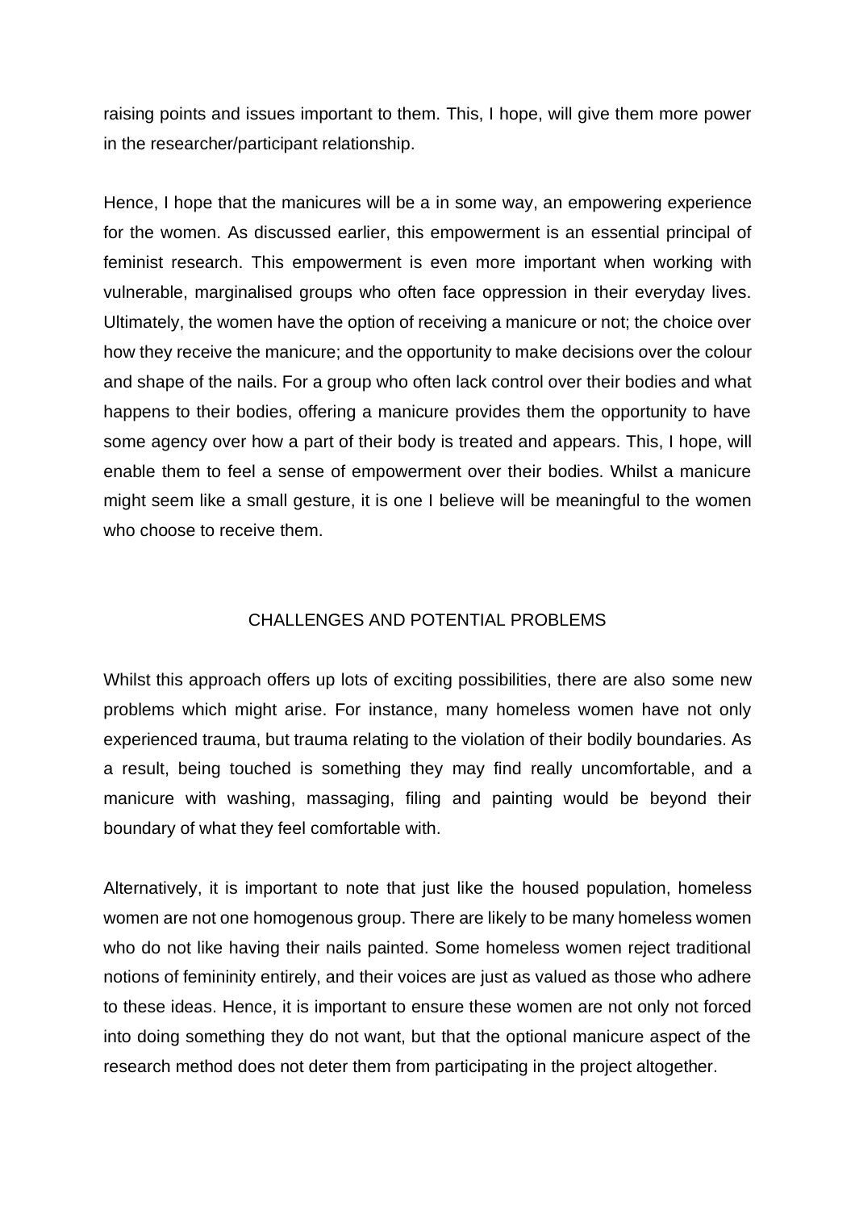raising points and issues important to them. This, I hope, will give them more power in the researcher/participant relationship.

Hence, I hope that the manicures will be a in some way, an empowering experience for the women. As discussed earlier, this empowerment is an essential principal of feminist research. This empowerment is even more important when working with vulnerable, marginalised groups who often face oppression in their everyday lives. Ultimately, the women have the option of receiving a manicure or not; the choice over how they receive the manicure; and the opportunity to make decisions over the colour and shape of the nails. For a group who often lack control over their bodies and what happens to their bodies, offering a manicure provides them the opportunity to have some agency over how a part of their body is treated and appears. This, I hope, will enable them to feel a sense of empowerment over their bodies. Whilst a manicure might seem like a small gesture, it is one I believe will be meaningful to the women who choose to receive them.

## CHALLENGES AND POTENTIAL PROBLEMS

Whilst this approach offers up lots of exciting possibilities, there are also some new problems which might arise. For instance, many homeless women have not only experienced trauma, but trauma relating to the violation of their bodily boundaries. As a result, being touched is something they may find really uncomfortable, and a manicure with washing, massaging, filing and painting would be beyond their boundary of what they feel comfortable with.

Alternatively, it is important to note that just like the housed population, homeless women are not one homogenous group. There are likely to be many homeless women who do not like having their nails painted. Some homeless women reject traditional notions of femininity entirely, and their voices are just as valued as those who adhere to these ideas. Hence, it is important to ensure these women are not only not forced into doing something they do not want, but that the optional manicure aspect of the research method does not deter them from participating in the project altogether.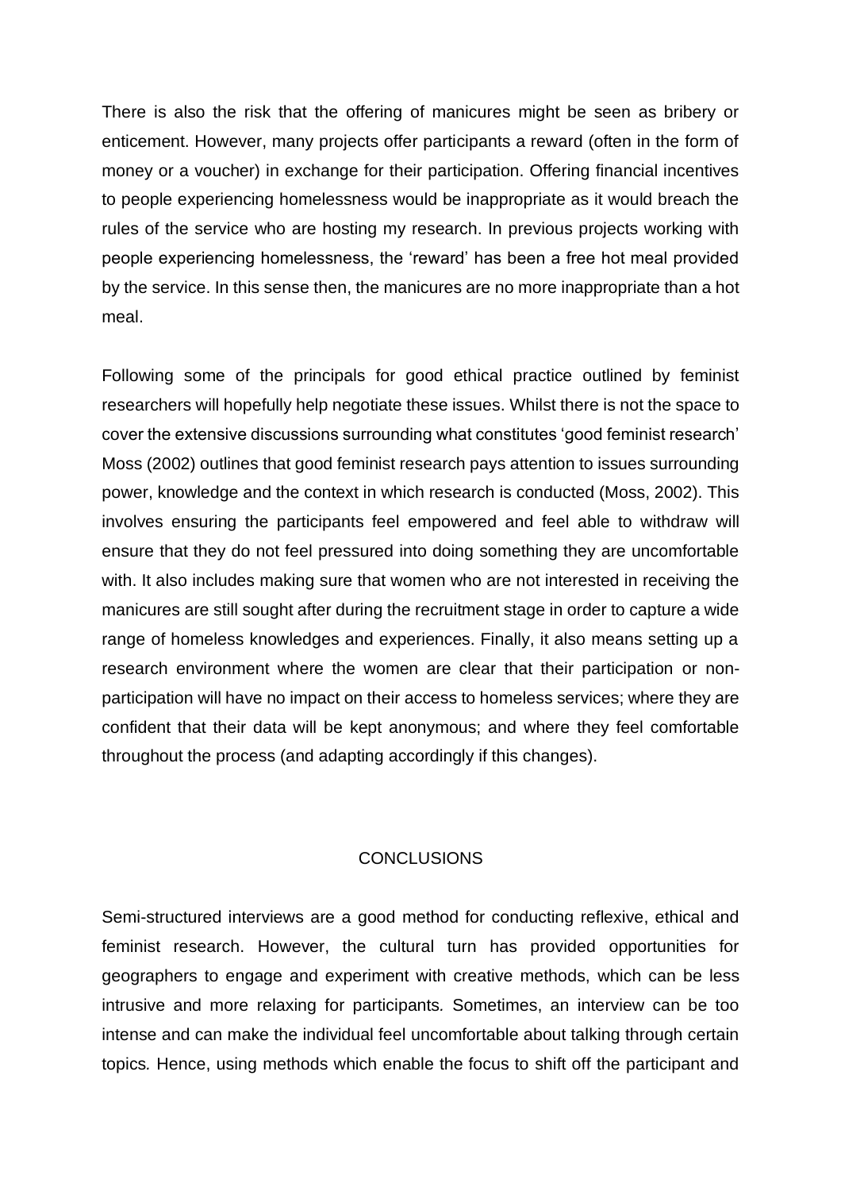There is also the risk that the offering of manicures might be seen as bribery or enticement. However, many projects offer participants a reward (often in the form of money or a voucher) in exchange for their participation. Offering financial incentives to people experiencing homelessness would be inappropriate as it would breach the rules of the service who are hosting my research. In previous projects working with people experiencing homelessness, the 'reward' has been a free hot meal provided by the service. In this sense then, the manicures are no more inappropriate than a hot meal.

Following some of the principals for good ethical practice outlined by feminist researchers will hopefully help negotiate these issues. Whilst there is not the space to cover the extensive discussions surrounding what constitutes 'good feminist research' Moss (2002) outlines that good feminist research pays attention to issues surrounding power, knowledge and the context in which research is conducted (Moss, 2002). This involves ensuring the participants feel empowered and feel able to withdraw will ensure that they do not feel pressured into doing something they are uncomfortable with. It also includes making sure that women who are not interested in receiving the manicures are still sought after during the recruitment stage in order to capture a wide range of homeless knowledges and experiences. Finally, it also means setting up a research environment where the women are clear that their participation or non-participation will have no impact on their access to homeless services; where they are confident that their data will be kept anonymous; and where they feel comfortable throughout the process (and adapting accordingly if this changes).

## CONCLUSIONS

Semi-structured interviews are a good method for conducting reflexive, ethical and feminist research. However, the cultural turn has provided opportunities for geographers to engage and experiment with creative methods, which can be less intrusive and more relaxing for participants. Sometimes, an interview can be too intense and can make the individual feel uncomfortable about talking through certain topics. Hence, using methods which enable the focus to shift off the participant and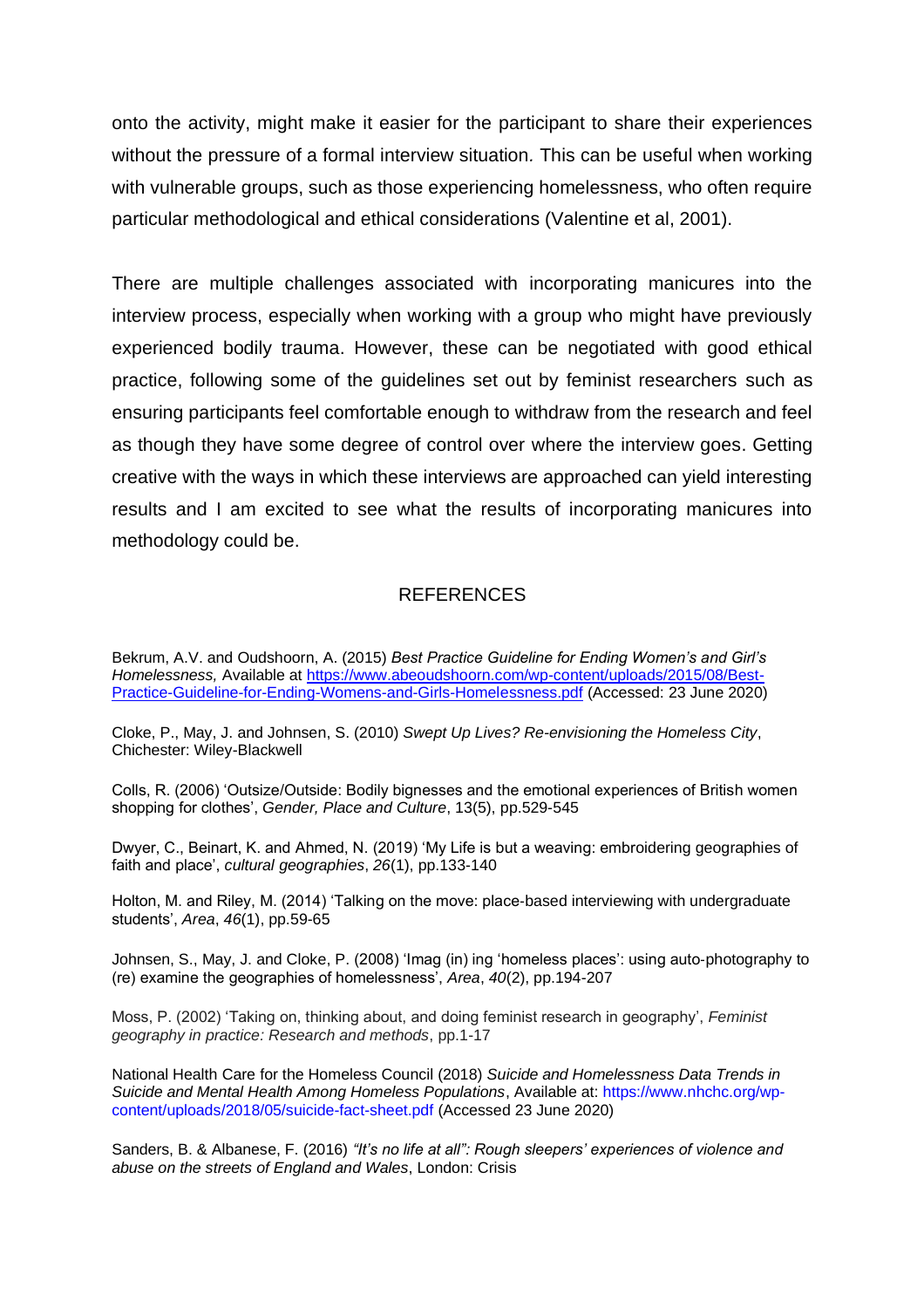onto the activity, might make it easier for the participant to share their experiences without the pressure of a formal interview situation. This can be useful when working with vulnerable groups, such as those experiencing homelessness, who often require particular methodological and ethical considerations (Valentine et al, 2001).

There are multiple challenges associated with incorporating manicures into the interview process, especially when working with a group who might have previously experienced bodily trauma. However, these can be negotiated with good ethical practice, following some of the guidelines set out by feminist researchers such as ensuring participants feel comfortable enough to withdraw from the research and feel as though they have some degree of control over where the interview goes. Getting creative with the ways in which these interviews are approached can yield interesting results and I am excited to see what the results of incorporating manicures into methodology could be.

## REFERENCES

Bekrum, A.V. and Oudshoorn, A. (2015) *Best Practice Guideline for Ending Women's and Girl's Homelessness,* Available at [https://www.abeoudshoorn.com/wp-content/uploads/2015/08/Best-Practice-Guideline-for-Ending-Womens-and-Girls-Homelessness.pdf](https://www.abeoudshoorn.com/wp-content/uploads/2015/08/Best-Practice-Guideline-for-Ending-Womens-and-Girls-Homelessness.pdf) (Accessed: 23 June 2020)

Cloke, P., May, J. and Johnsen, S. (2010) *Swept Up Lives? Re-envisioning the Homeless City*, Chichester: Wiley-Blackwell

Colls, R. (2006) 'Outsize/Outside: Bodily bignesses and the emotional experiences of British women shopping for clothes', *Gender, Place and Culture*, 13(5), pp.529-545

Dwyer, C., Beinart, K. and Ahmed, N. (2019) 'My Life is but a weaving: embroidering geographies of faith and place', *cultural geographies*, *26*(1), pp.133-140

Holton, M. and Riley, M. (2014) 'Talking on the move: place-based interviewing with undergraduate students', *Area*, *46*(1), pp.59-65

Johnsen, S., May, J. and Cloke, P. (2008) 'Imag (in) ing 'homeless places': using auto-photography to (re) examine the geographies of homelessness', *Area*, *40*(2), pp.194-207

Moss, P. (2002) 'Taking on, thinking about, and doing feminist research in geography', *Feminist geography in practice: Research and methods*, pp.1-17

National Health Care for the Homeless Council (2018) *Suicide and Homelessness Data Trends in Suicide and Mental Health Among Homeless Populations*, Available at: https://www.nhchc.org/wp-content/uploads/2018/05/suicide-fact-sheet.pdf (Accessed 23 June 2020)

Sanders, B. & Albanese, F. (2016) *"It's no life at all": Rough sleepers' experiences of violence and abuse on the streets of England and Wales*, London: Crisis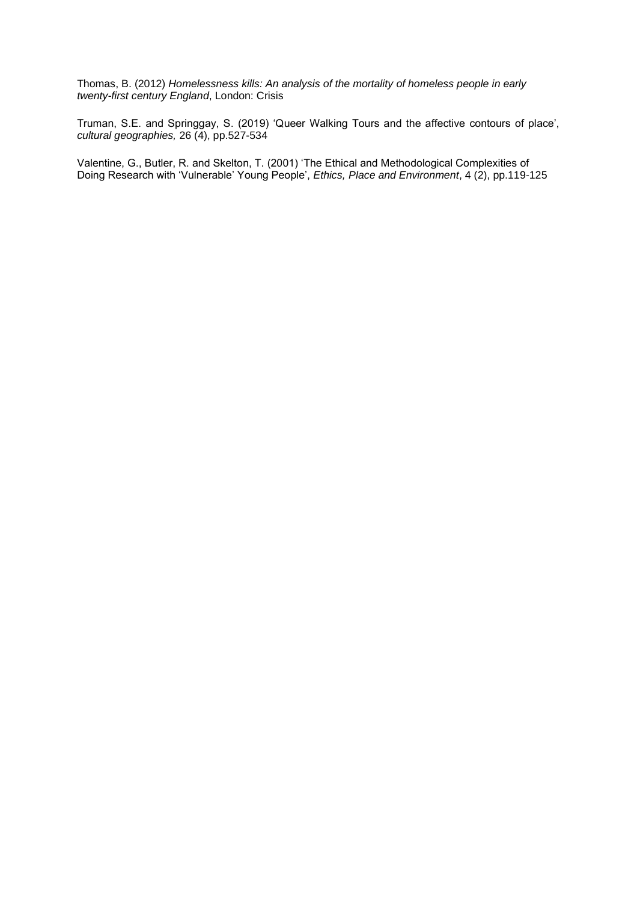Thomas, B. (2012) *Homelessness kills: An analysis of the mortality of homeless people in early twenty-first century England*, London: Crisis

Truman, S.E. and Springgay, S. (2019) 'Queer Walking Tours and the affective contours of place', *cultural geographies,* 26 (4), pp.527-534

Valentine, G., Butler, R. and Skelton, T. (2001) 'The Ethical and Methodological Complexities of Doing Research with 'Vulnerable' Young People', *Ethics, Place and Environment*, 4 (2), pp.119-125